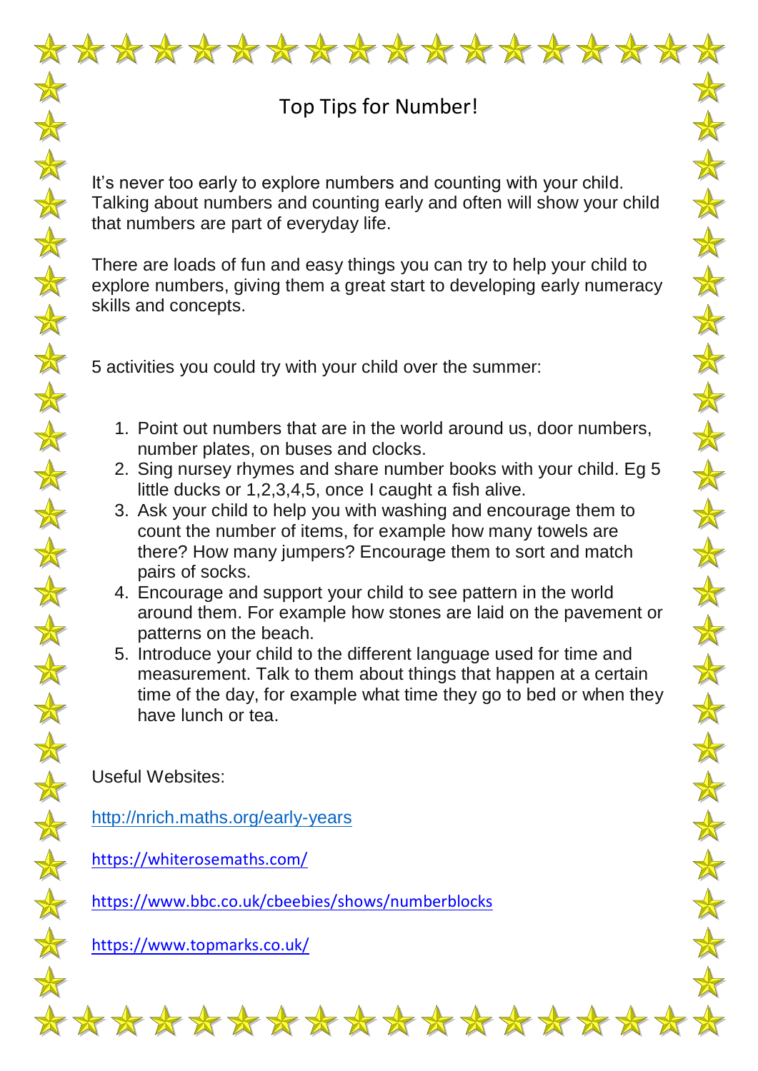# Top Tips for Number!

It's never too early to explore numbers and counting with your child. Talking about numbers and counting early and often will show your child that numbers are part of everyday life.

There are loads of fun and easy things you can try to help your child to explore numbers, giving them a great start to developing early numeracy skills and concepts.

5 activities you could try with your child over the summer:

1. Point out numbers that are in the world around us, door numbers, number plates, on buses and clocks.
2. Sing nursey rhymes and share number books with your child. Eg 5 little ducks or 1,2,3,4,5, once I caught a fish alive.
3. Ask your child to help you with washing and encourage them to count the number of items, for example how many towels are there? How many jumpers? Encourage them to sort and match pairs of socks.
4. Encourage and support your child to see pattern in the world around them. For example how stones are laid on the pavement or patterns on the beach.
5. Introduce your child to the different language used for time and measurement. Talk to them about things that happen at a certain time of the day, for example what time they go to bed or when they have lunch or tea.

Useful Websites:

http://nrich.maths.org/early-years

https://whiterosemaths.com/

https://www.bbc.co.uk/cbeebies/shows/numberblocks

https://www.topmarks.co.uk/